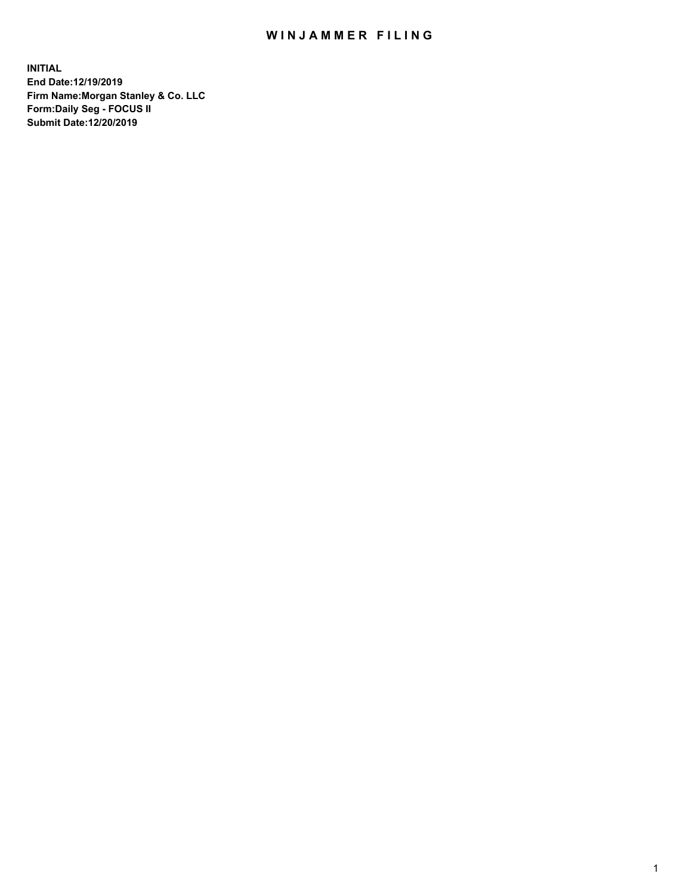# WINJAMMER FILING

**INITIAL**
**End Date:12/19/2019**
**Firm Name:Morgan Stanley & Co. LLC**
**Form:Daily Seg - FOCUS II**
**Submit Date:12/20/2019**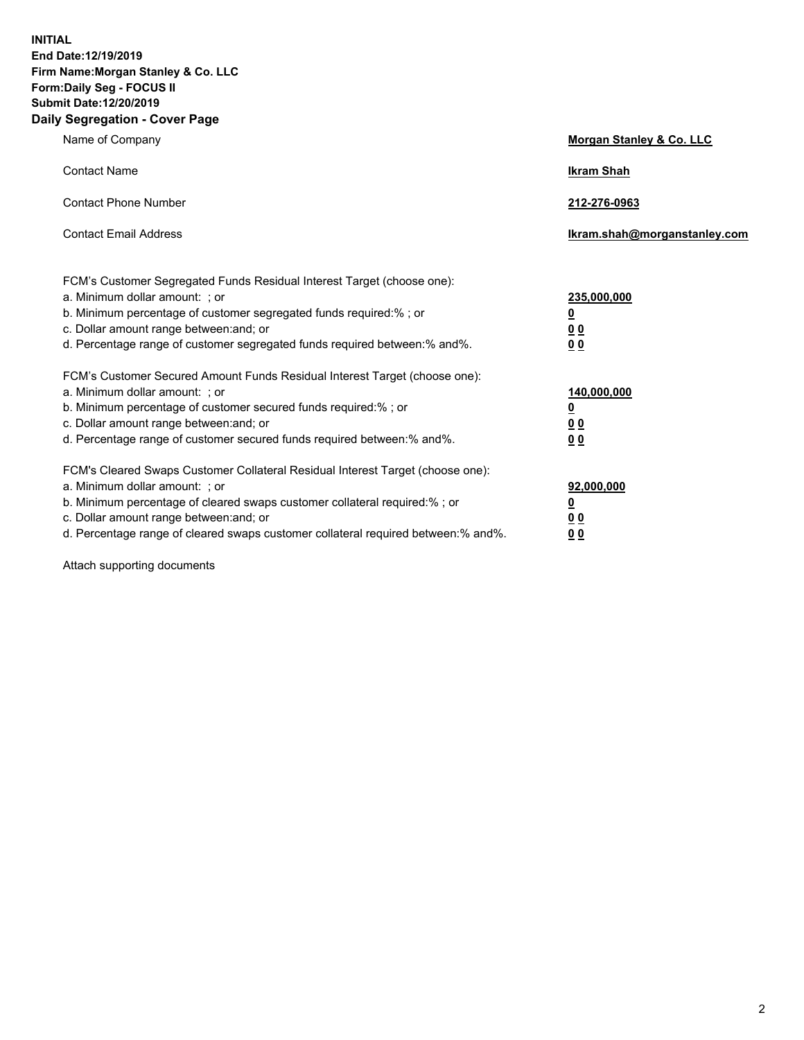**INITIAL**
**End Date:12/19/2019**
**Firm Name:Morgan Stanley & Co. LLC**
**Form:Daily Seg - FOCUS II**
**Submit Date:12/20/2019**

## Daily Segregation - Cover Page

| | |
|---|---|
| Name of Company | **Morgan Stanley & Co. LLC** |
| Contact Name | **Ikram Shah** |
| Contact Phone Number | **212-276-0963** |
| Contact Email Address | **Ikram.shah@morganstanley.com** |

| | |
|---|---|
| FCM's Customer Segregated Funds Residual Interest Target (choose one): | |
| a. Minimum dollar amount: ; or | **235,000,000** |
| b. Minimum percentage of customer segregated funds required:% ; or | **0** |
| c. Dollar amount range between:and; or | **0 0** |
| d. Percentage range of customer segregated funds required between:% and%. | **0 0** |
| FCM's Customer Secured Amount Funds Residual Interest Target (choose one): | |
| a. Minimum dollar amount: ; or | **140,000,000** |
| b. Minimum percentage of customer secured funds required:% ; or | **0** |
| c. Dollar amount range between:and; or | **0 0** |
| d. Percentage range of customer secured funds required between:% and%. | **0 0** |
| FCM's Cleared Swaps Customer Collateral Residual Interest Target (choose one): | |
| a. Minimum dollar amount: ; or | **92,000,000** |
| b. Minimum percentage of cleared swaps customer collateral required:% ; or | **0** |
| c. Dollar amount range between:and; or | **0 0** |
| d. Percentage range of cleared swaps customer collateral required between:% and%. | **0 0** |

Attach supporting documents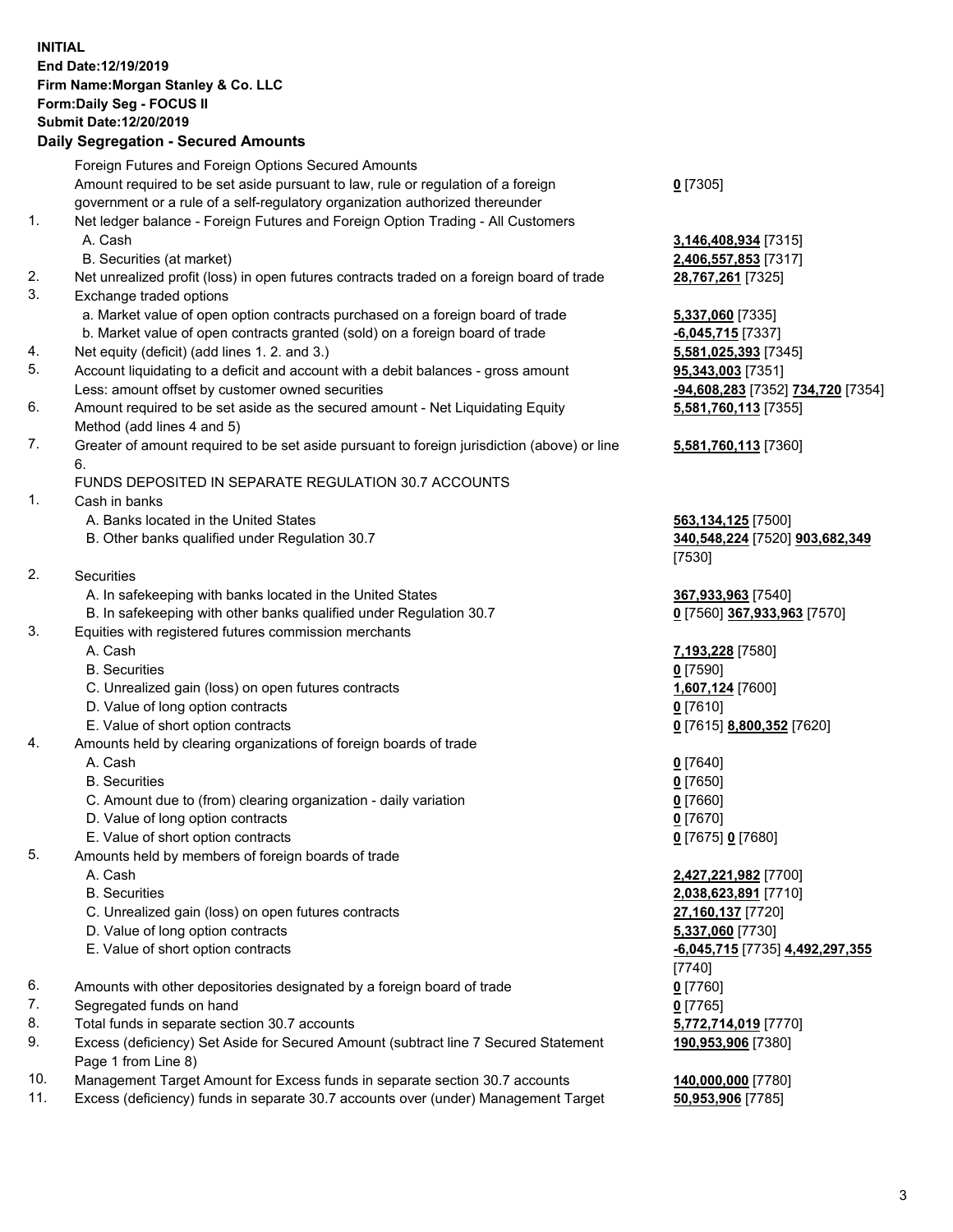**INITIAL**
**End Date:12/19/2019**
**Firm Name:Morgan Stanley & Co. LLC**
**Form:Daily Seg - FOCUS II**
**Submit Date:12/20/2019**

### Daily Segregation - Secured Amounts

| | | |
|---|---|---|
| | Foreign Futures and Foreign Options Secured Amounts | |
| | Amount required to be set aside pursuant to law, rule or regulation of a foreign government or a rule of a self-regulatory organization authorized thereunder | **0** [7305] |
| 1. | Net ledger balance - Foreign Futures and Foreign Option Trading - All Customers | |
| | A. Cash | **3,146,408,934** [7315] |
| | B. Securities (at market) | **2,406,557,853** [7317] |
| 2. | Net unrealized profit (loss) in open futures contracts traded on a foreign board of trade | **28,767,261** [7325] |
| 3. | Exchange traded options | |
| | a. Market value of open option contracts purchased on a foreign board of trade | **5,337,060** [7335] |
| | b. Market value of open contracts granted (sold) on a foreign board of trade | **-6,045,715** [7337] |
| 4. | Net equity (deficit) (add lines 1. 2. and 3.) | **5,581,025,393** [7345] |
| 5. | Account liquidating to a deficit and account with a debit balances - gross amount | **95,343,003** [7351] |
| | Less: amount offset by customer owned securities | **-94,608,283** [7352] **734,720** [7354] |
| 6. | Amount required to be set aside as the secured amount - Net Liquidating Equity Method (add lines 4 and 5) | **5,581,760,113** [7355] |
| 7. | Greater of amount required to be set aside pursuant to foreign jurisdiction (above) or line 6. | **5,581,760,113** [7360] |
| | FUNDS DEPOSITED IN SEPARATE REGULATION 30.7 ACCOUNTS | |
| 1. | Cash in banks | |
| | A. Banks located in the United States | **563,134,125** [7500] |
| | B. Other banks qualified under Regulation 30.7 | **340,548,224** [7520] **903,682,349** [7530] |
| 2. | Securities | |
| | A. In safekeeping with banks located in the United States | **367,933,963** [7540] |
| | B. In safekeeping with other banks qualified under Regulation 30.7 | **0** [7560] **367,933,963** [7570] |
| 3. | Equities with registered futures commission merchants | |
| | A. Cash | **7,193,228** [7580] |
| | B. Securities | **0** [7590] |
| | C. Unrealized gain (loss) on open futures contracts | **1,607,124** [7600] |
| | D. Value of long option contracts | **0** [7610] |
| | E. Value of short option contracts | **0** [7615] **8,800,352** [7620] |
| 4. | Amounts held by clearing organizations of foreign boards of trade | |
| | A. Cash | **0** [7640] |
| | B. Securities | **0** [7650] |
| | C. Amount due to (from) clearing organization - daily variation | **0** [7660] |
| | D. Value of long option contracts | **0** [7670] |
| | E. Value of short option contracts | **0** [7675] **0** [7680] |
| 5. | Amounts held by members of foreign boards of trade | |
| | A. Cash | **2,427,221,982** [7700] |
| | B. Securities | **2,038,623,891** [7710] |
| | C. Unrealized gain (loss) on open futures contracts | **27,160,137** [7720] |
| | D. Value of long option contracts | **5,337,060** [7730] |
| | E. Value of short option contracts | **-6,045,715** [7735] **4,492,297,355** [7740] |
| 6. | Amounts with other depositories designated by a foreign board of trade | **0** [7760] |
| 7. | Segregated funds on hand | **0** [7765] |
| 8. | Total funds in separate section 30.7 accounts | **5,772,714,019** [7770] |
| 9. | Excess (deficiency) Set Aside for Secured Amount (subtract line 7 Secured Statement Page 1 from Line 8) | **190,953,906** [7380] |
| 10. | Management Target Amount for Excess funds in separate section 30.7 accounts | **140,000,000** [7780] |
| 11. | Excess (deficiency) funds in separate 30.7 accounts over (under) Management Target | **50,953,906** [7785] |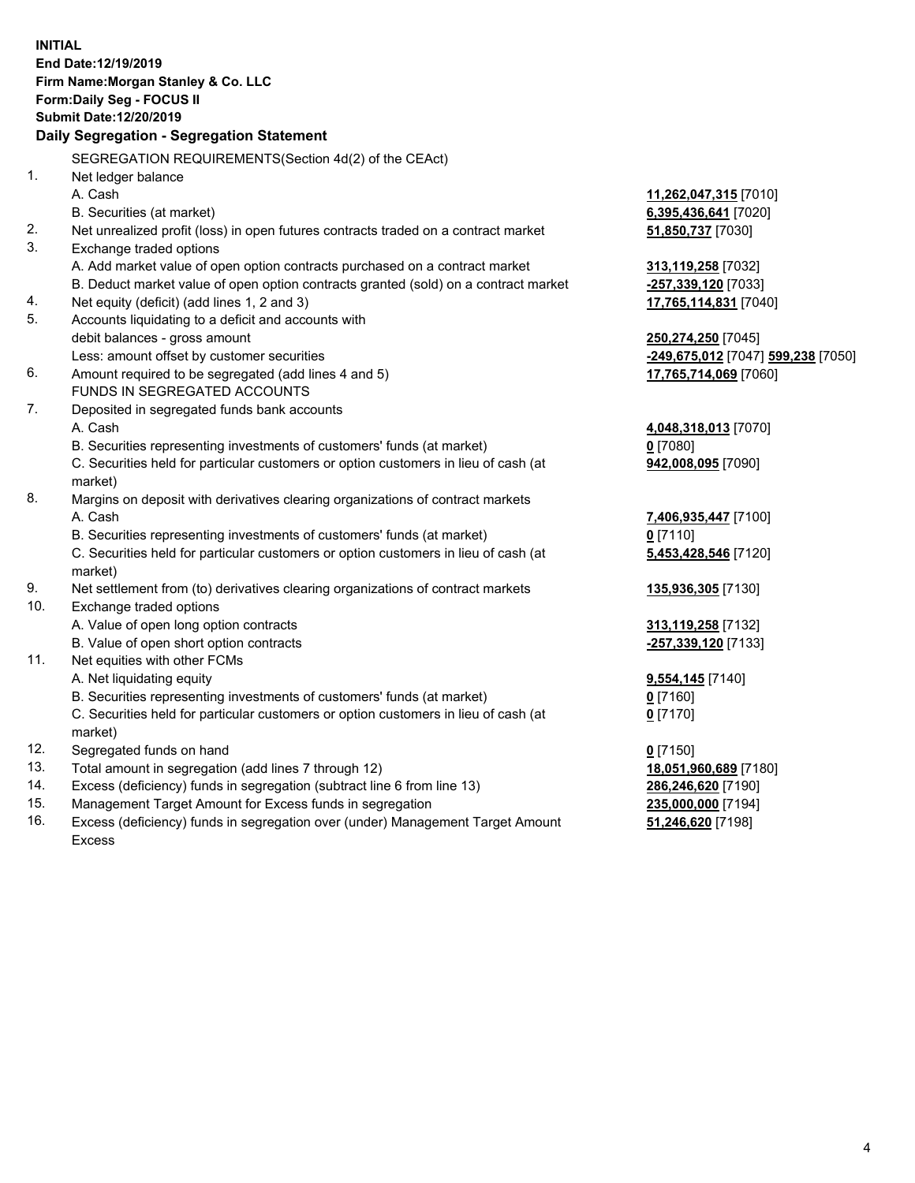**INITIAL**
**End Date:12/19/2019**
**Firm Name:Morgan Stanley & Co. LLC**
**Form:Daily Seg - FOCUS II**
**Submit Date:12/20/2019**
**Daily Segregation - Segregation Statement**

| | | |
|---|---|---|
| | SEGREGATION REQUIREMENTS(Section 4d(2) of the CEAct) | |
| 1. | Net ledger balance | |
| | A. Cash | **11,262,047,315** [7010] |
| | B. Securities (at market) | **6,395,436,641** [7020] |
| 2. | Net unrealized profit (loss) in open futures contracts traded on a contract market | **51,850,737** [7030] |
| 3. | Exchange traded options | |
| | A. Add market value of open option contracts purchased on a contract market | **313,119,258** [7032] |
| | B. Deduct market value of open option contracts granted (sold) on a contract market | **-257,339,120** [7033] |
| 4. | Net equity (deficit) (add lines 1, 2 and 3) | **17,765,114,831** [7040] |
| 5. | Accounts liquidating to a deficit and accounts with debit balances - gross amount | **250,274,250** [7045] |
| | Less: amount offset by customer securities | **-249,675,012** [7047] **599,238** [7050] |
| 6. | Amount required to be segregated (add lines 4 and 5) | **17,765,714,069** [7060] |
| | FUNDS IN SEGREGATED ACCOUNTS | |
| 7. | Deposited in segregated funds bank accounts | |
| | A. Cash | **4,048,318,013** [7070] |
| | B. Securities representing investments of customers' funds (at market) | **0** [7080] |
| | C. Securities held for particular customers or option customers in lieu of cash (at market) | **942,008,095** [7090] |
| 8. | Margins on deposit with derivatives clearing organizations of contract markets | |
| | A. Cash | **7,406,935,447** [7100] |
| | B. Securities representing investments of customers' funds (at market) | **0** [7110] |
| | C. Securities held for particular customers or option customers in lieu of cash (at market) | **5,453,428,546** [7120] |
| 9. | Net settlement from (to) derivatives clearing organizations of contract markets | **135,936,305** [7130] |
| 10. | Exchange traded options | |
| | A. Value of open long option contracts | **313,119,258** [7132] |
| | B. Value of open short option contracts | **-257,339,120** [7133] |
| 11. | Net equities with other FCMs | |
| | A. Net liquidating equity | **9,554,145** [7140] |
| | B. Securities representing investments of customers' funds (at market) | **0** [7160] |
| | C. Securities held for particular customers or option customers in lieu of cash (at market) | **0** [7170] |
| 12. | Segregated funds on hand | **0** [7150] |
| 13. | Total amount in segregation (add lines 7 through 12) | **18,051,960,689** [7180] |
| 14. | Excess (deficiency) funds in segregation (subtract line 6 from line 13) | **286,246,620** [7190] |
| 15. | Management Target Amount for Excess funds in segregation | **235,000,000** [7194] |
| 16. | Excess (deficiency) funds in segregation over (under) Management Target Amount Excess | **51,246,620** [7198] |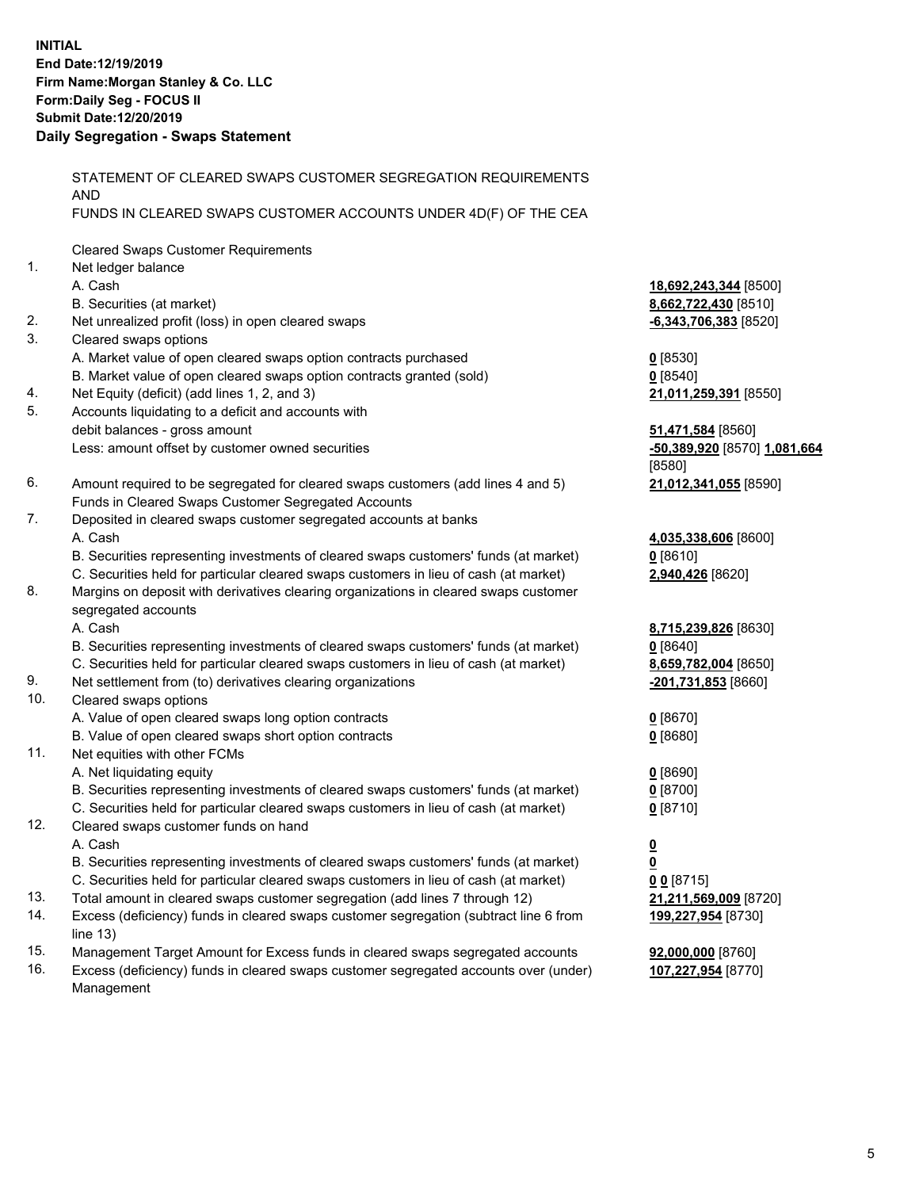**INITIAL**
**End Date:12/19/2019**
**Firm Name:Morgan Stanley & Co. LLC**
**Form:Daily Seg - FOCUS II**
**Submit Date:12/20/2019**
**Daily Segregation - Swaps Statement**

STATEMENT OF CLEARED SWAPS CUSTOMER SEGREGATION REQUIREMENTS AND FUNDS IN CLEARED SWAPS CUSTOMER ACCOUNTS UNDER 4D(F) OF THE CEA

| | | |
|---|---|---|
| | Cleared Swaps Customer Requirements | |
| 1. | Net ledger balance | |
| | A. Cash | **18,692,243,344** [8500] |
| | B. Securities (at market) | **8,662,722,430** [8510] |
| 2. | Net unrealized profit (loss) in open cleared swaps | **-6,343,706,383** [8520] |
| 3. | Cleared swaps options | |
| | A. Market value of open cleared swaps option contracts purchased | **0** [8530] |
| | B. Market value of open cleared swaps option contracts granted (sold) | **0** [8540] |
| 4. | Net Equity (deficit) (add lines 1, 2, and 3) | **21,011,259,391** [8550] |
| 5. | Accounts liquidating to a deficit and accounts with debit balances - gross amount | **51,471,584** [8560] |
| | Less: amount offset by customer owned securities | **-50,389,920** [8570] **1,081,664** [8580] |
| 6. | Amount required to be segregated for cleared swaps customers (add lines 4 and 5) | **21,012,341,055** [8590] |
| | Funds in Cleared Swaps Customer Segregated Accounts | |
| 7. | Deposited in cleared swaps customer segregated accounts at banks | |
| | A. Cash | **4,035,338,606** [8600] |
| | B. Securities representing investments of cleared swaps customers' funds (at market) | **0** [8610] |
| | C. Securities held for particular cleared swaps customers in lieu of cash (at market) | **2,940,426** [8620] |
| 8. | Margins on deposit with derivatives clearing organizations in cleared swaps customer segregated accounts | |
| | A. Cash | **8,715,239,826** [8630] |
| | B. Securities representing investments of cleared swaps customers' funds (at market) | **0** [8640] |
| | C. Securities held for particular cleared swaps customers in lieu of cash (at market) | **8,659,782,004** [8650] |
| 9. | Net settlement from (to) derivatives clearing organizations | **-201,731,853** [8660] |
| 10. | Cleared swaps options | |
| | A. Value of open cleared swaps long option contracts | **0** [8670] |
| | B. Value of open cleared swaps short option contracts | **0** [8680] |
| 11. | Net equities with other FCMs | |
| | A. Net liquidating equity | **0** [8690] |
| | B. Securities representing investments of cleared swaps customers' funds (at market) | **0** [8700] |
| | C. Securities held for particular cleared swaps customers in lieu of cash (at market) | **0** [8710] |
| 12. | Cleared swaps customer funds on hand | |
| | A. Cash | **0** |
| | B. Securities representing investments of cleared swaps customers' funds (at market) | **0** |
| | C. Securities held for particular cleared swaps customers in lieu of cash (at market) | **0** **0** [8715] |
| 13. | Total amount in cleared swaps customer segregation (add lines 7 through 12) | **21,211,569,009** [8720] |
| 14. | Excess (deficiency) funds in cleared swaps customer segregation (subtract line 6 from line 13) | **199,227,954** [8730] |
| 15. | Management Target Amount for Excess funds in cleared swaps segregated accounts | **92,000,000** [8760] |
| 16. | Excess (deficiency) funds in cleared swaps customer segregated accounts over (under) Management | **107,227,954** [8770] |